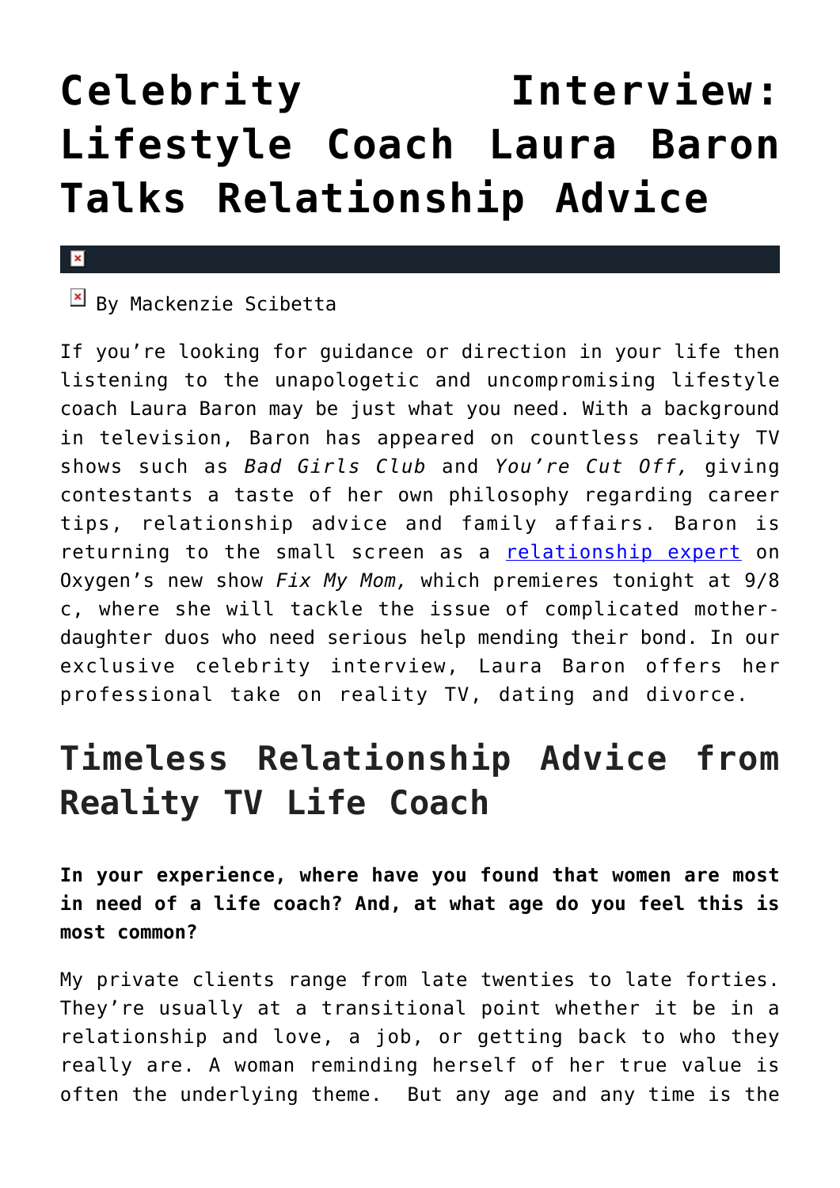# Celebrity Interview: Lifestyle Coach Laura Baron Talks Relationship Advice

By Mackenzie Scibetta

If you're looking for guidance or direction in your life then listening to the unapologetic and uncompromising lifestyle coach Laura Baron may be just what you need. With a background in television, Baron has appeared on countless reality TV shows such as *Bad Girls Club* and *You're Cut Off,* giving contestants a taste of her own philosophy regarding career tips, relationship advice and family affairs. Baron is returning to the small screen as a [relationship expert] on Oxygen's new show *Fix My Mom,* which premieres tonight at 9/8 c, where she will tackle the issue of complicated mother-daughter duos who need serious help mending their bond. In our exclusive celebrity interview, Laura Baron offers her professional take on reality TV, dating and divorce.

## Timeless Relationship Advice from Reality TV Life Coach

**In your experience, where have you found that women are most in need of a life coach? And, at what age do you feel this is most common?**

My private clients range from late twenties to late forties. They're usually at a transitional point whether it be in a relationship and love, a job, or getting back to who they really are. A woman reminding herself of her true value is often the underlying theme. But any age and any time is the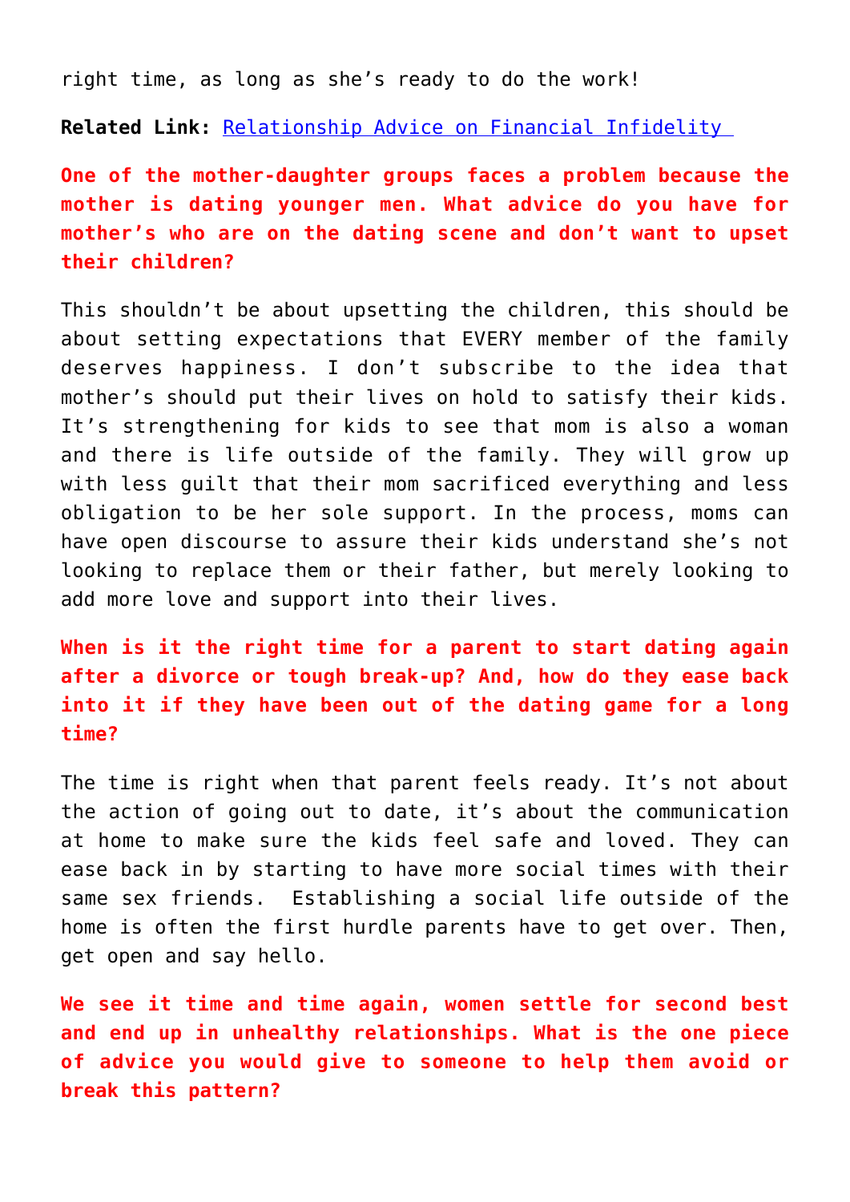right time, as long as she's ready to do the work!

**Related Link:** [Relationship Advice on Financial Infidelity](#)

**One of the mother-daughter groups faces a problem because the mother is dating younger men. What advice do you have for mother's who are on the dating scene and don't want to upset their children?**

This shouldn't be about upsetting the children, this should be about setting expectations that EVERY member of the family deserves happiness. I don't subscribe to the idea that mother's should put their lives on hold to satisfy their kids. It's strengthening for kids to see that mom is also a woman and there is life outside of the family. They will grow up with less guilt that their mom sacrificed everything and less obligation to be her sole support. In the process, moms can have open discourse to assure their kids understand she's not looking to replace them or their father, but merely looking to add more love and support into their lives.

**When is it the right time for a parent to start dating again after a divorce or tough break-up? And, how do they ease back into it if they have been out of the dating game for a long time?**

The time is right when that parent feels ready. It's not about the action of going out to date, it's about the communication at home to make sure the kids feel safe and loved. They can ease back in by starting to have more social times with their same sex friends. Establishing a social life outside of the home is often the first hurdle parents have to get over. Then, get open and say hello.

**We see it time and time again, women settle for second best and end up in unhealthy relationships. What is the one piece of advice you would give to someone to help them avoid or break this pattern?**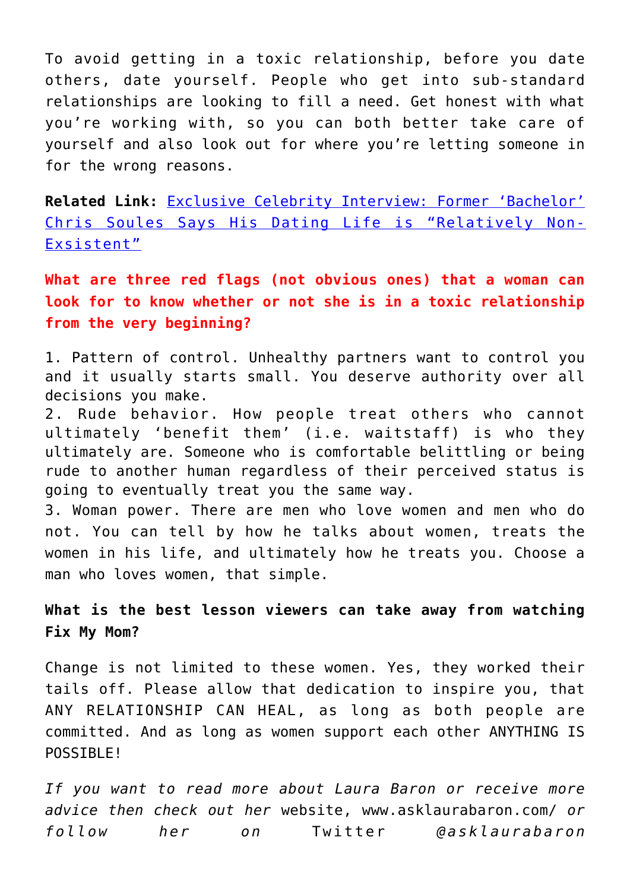To avoid getting in a toxic relationship, before you date others, date yourself. People who get into sub-standard relationships are looking to fill a need. Get honest with what you're working with, so you can both better take care of yourself and also look out for where you're letting someone in for the wrong reasons.

**Related Link:** [Exclusive Celebrity Interview: Former 'Bachelor' Chris Soules Says His Dating Life is "Relatively Non-Exsistent"]()

**What are three red flags (not obvious ones) that a woman can look for to know whether or not she is in a toxic relationship from the very beginning?**

1. Pattern of control. Unhealthy partners want to control you and it usually starts small. You deserve authority over all decisions you make.
2. Rude behavior. How people treat others who cannot ultimately 'benefit them' (i.e. waitstaff) is who they ultimately are. Someone who is comfortable belittling or being rude to another human regardless of their perceived status is going to eventually treat you the same way.
3. Woman power. There are men who love women and men who do not. You can tell by how he talks about women, treats the women in his life, and ultimately how he treats you. Choose a man who loves women, that simple.

**What is the best lesson viewers can take away from watching Fix My Mom?**

Change is not limited to these women. Yes, they worked their tails off. Please allow that dedication to inspire you, that ANY RELATIONSHIP CAN HEAL, as long as both people are committed. And as long as women support each other ANYTHING IS POSSIBLE!

*If you want to read more about Laura Baron or receive more advice then check out her* website, www.asklaurabaron.com/ *or follow her on* Twitter *@asklaurabaron*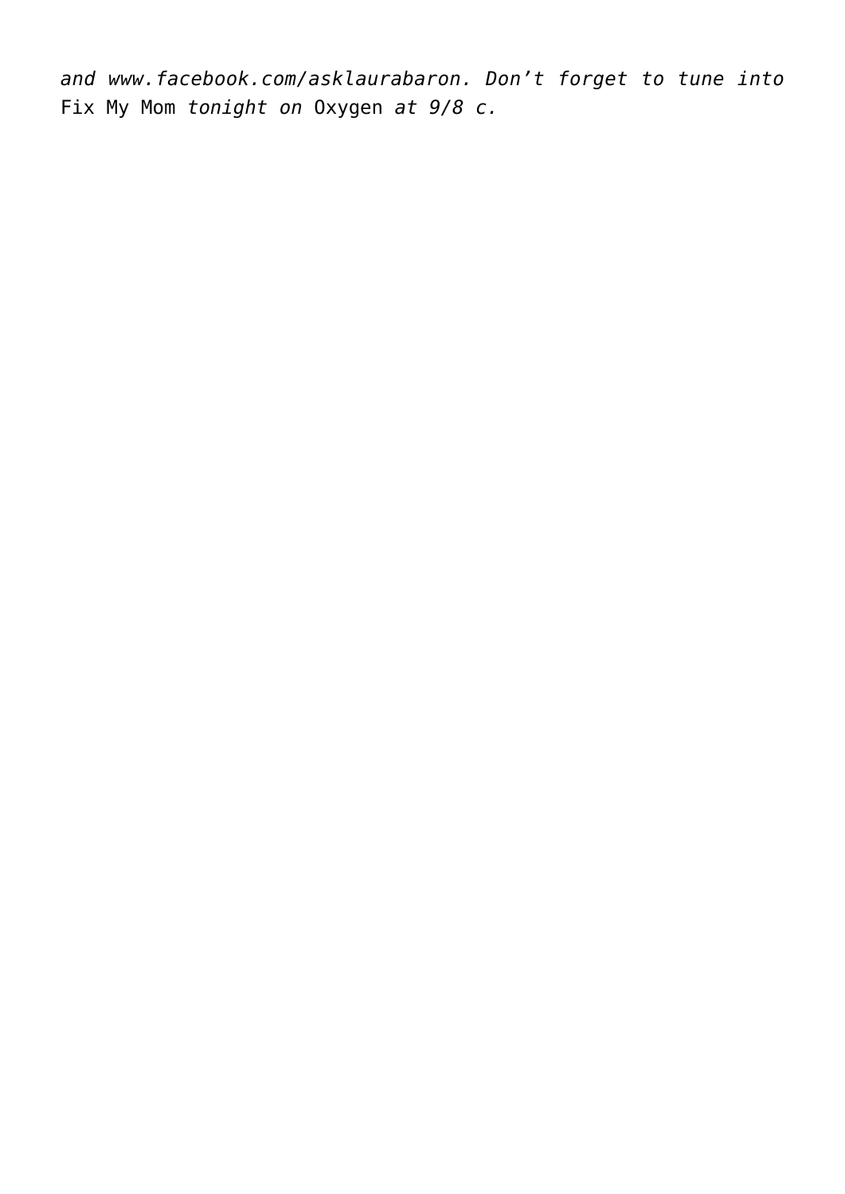*and www.facebook.com/asklaurabaron. Don't forget to tune into* Fix My Mom *tonight on* Oxygen *at 9/8 c.*